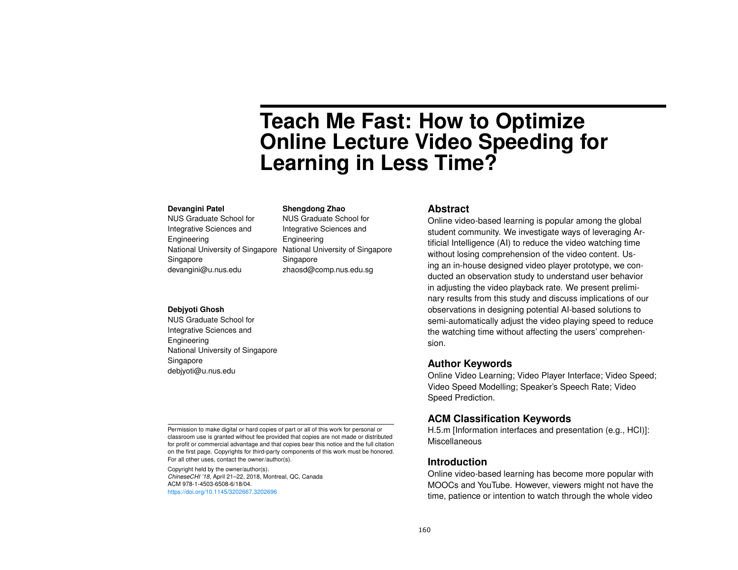# Teach Me Fast: How to Optimize Online Lecture Video Speeding for Learning in Less Time?

**Devangini Patel**
NUS Graduate School for Integrative Sciences and Engineering
National University of Singapore
Singapore
devangini@u.nus.edu

**Shengdong Zhao**
NUS Graduate School for Integrative Sciences and Engineering
National University of Singapore
Singapore
zhaosd@comp.nus.edu.sg

**Debjyoti Ghosh**
NUS Graduate School for Integrative Sciences and Engineering
National University of Singapore
Singapore
debjyoti@u.nus.edu

Permission to make digital or hard copies of part or all of this work for personal or classroom use is granted without fee provided that copies are not made or distributed for profit or commercial advantage and that copies bear this notice and the full citation on the first page. Copyrights for third-party components of this work must be honored. For all other uses, contact the owner/author(s).

Copyright held by the owner/author(s).
*ChineseCHI '18*, April 21–22, 2018, Montreal, QC, Canada
ACM 978-1-4503-6508-6/18/04.
https://doi.org/10.1145/3202667.3202696

## Abstract

Online video-based learning is popular among the global student community. We investigate ways of leveraging Artificial Intelligence (AI) to reduce the video watching time without losing comprehension of the video content. Using an in-house designed video player prototype, we conducted an observation study to understand user behavior in adjusting the video playback rate. We present preliminary results from this study and discuss implications of our observations in designing potential AI-based solutions to semi-automatically adjust the video playing speed to reduce the watching time without affecting the users' comprehension.

## Author Keywords

Online Video Learning; Video Player Interface; Video Speed; Video Speed Modelling; Speaker's Speech Rate; Video Speed Prediction.

## ACM Classification Keywords

H.5.m [Information interfaces and presentation (e.g., HCI)]: Miscellaneous

## Introduction

Online video-based learning has become more popular with MOOCs and YouTube. However, viewers might not have the time, patience or intention to watch through the whole video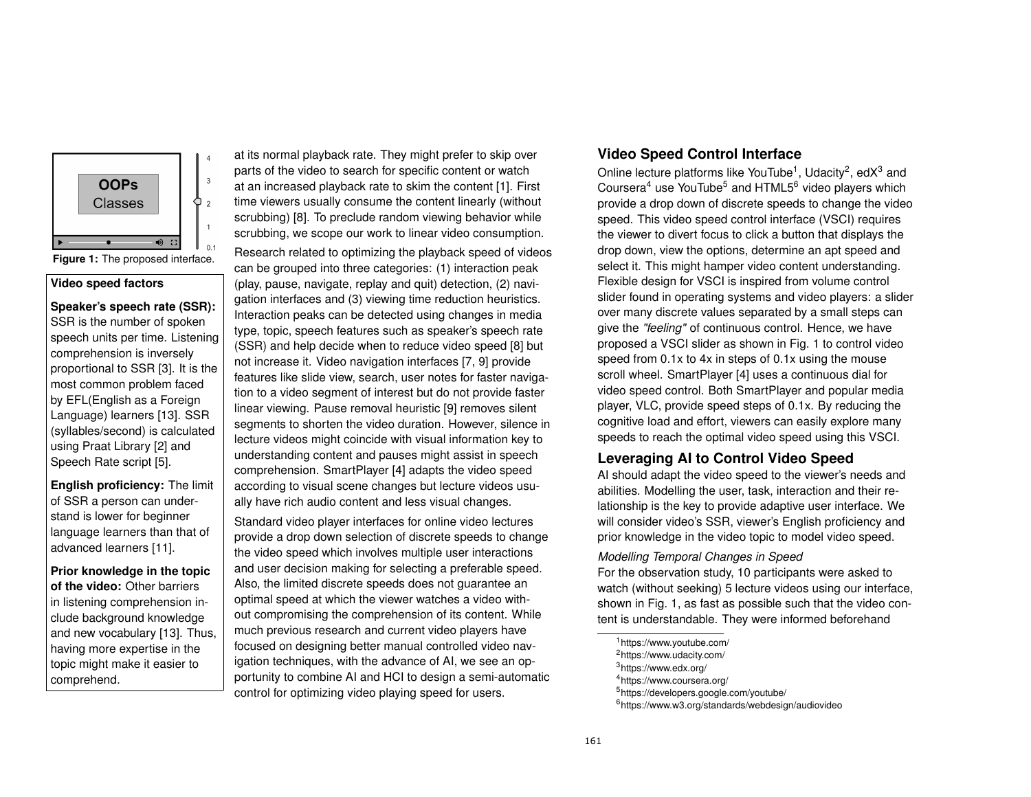**Figure 1:** The proposed interface.

> **Video speed factors**
>
> **Speaker's speech rate (SSR):** SSR is the number of spoken speech units per time. Listening comprehension is inversely proportional to SSR [3]. It is the most common problem faced by EFL(English as a Foreign Language) learners [13]. SSR (syllables/second) is calculated using Praat Library [2] and Speech Rate script [5].
>
> **English proficiency:** The limit of SSR a person can understand is lower for beginner language learners than that of advanced learners [11].
>
> **Prior knowledge in the topic of the video:** Other barriers in listening comprehension include background knowledge and new vocabulary [13]. Thus, having more expertise in the topic might make it easier to comprehend.

at its normal playback rate. They might prefer to skip over parts of the video to search for specific content or watch at an increased playback rate to skim the content [1]. First time viewers usually consume the content linearly (without scrubbing) [8]. To preclude random viewing behavior while scrubbing, we scope our work to linear video consumption.

Research related to optimizing the playback speed of videos can be grouped into three categories: (1) interaction peak (play, pause, navigate, replay and quit) detection, (2) navigation interfaces and (3) viewing time reduction heuristics. Interaction peaks can be detected using changes in media type, topic, speech features such as speaker's speech rate (SSR) and help decide when to reduce video speed [8] but not increase it. Video navigation interfaces [7, 9] provide features like slide view, search, user notes for faster navigation to a video segment of interest but do not provide faster linear viewing. Pause removal heuristic [9] removes silent segments to shorten the video duration. However, silence in lecture videos might coincide with visual information key to understanding content and pauses might assist in speech comprehension. SmartPlayer [4] adapts the video speed according to visual scene changes but lecture videos usually have rich audio content and less visual changes.

Standard video player interfaces for online video lectures provide a drop down selection of discrete speeds to change the video speed which involves multiple user interactions and user decision making for selecting a preferable speed. Also, the limited discrete speeds does not guarantee an optimal speed at which the viewer watches a video without compromising the comprehension of its content. While much previous research and current video players have focused on designing better manual controlled video navigation techniques, with the advance of AI, we see an opportunity to combine AI and HCI to design a semi-automatic control for optimizing video playing speed for users.

## Video Speed Control Interface

Online lecture platforms like YouTube[1], Udacity[2], edX[3] and Coursera[4] use YouTube[5] and HTML5[6] video players which provide a drop down of discrete speeds to change the video speed. This video speed control interface (VSCI) requires the viewer to divert focus to click a button that displays the drop down, view the options, determine an apt speed and select it. This might hamper video content understanding. Flexible design for VSCI is inspired from volume control slider found in operating systems and video players: a slider over many discrete values separated by a small steps can give the *"feeling"* of continuous control. Hence, we have proposed a VSCI slider as shown in Fig. 1 to control video speed from 0.1x to 4x in steps of 0.1x using the mouse scroll wheel. SmartPlayer [4] uses a continuous dial for video speed control. Both SmartPlayer and popular media player, VLC, provide speed steps of 0.1x. By reducing the cognitive load and effort, viewers can easily explore many speeds to reach the optimal video speed using this VSCI.

## Leveraging AI to Control Video Speed

AI should adapt the video speed to the viewer's needs and abilities. Modelling the user, task, interaction and their relationship is the key to provide adaptive user interface. We will consider video's SSR, viewer's English proficiency and prior knowledge in the video topic to model video speed.

### *Modelling Temporal Changes in Speed*

For the observation study, 10 participants were asked to watch (without seeking) 5 lecture videos using our interface, shown in Fig. 1, as fast as possible such that the video content is understandable. They were informed beforehand

[1] https://www.youtube.com/
[2] https://www.udacity.com/
[3] https://www.edx.org/
[4] https://www.coursera.org/
[5] https://developers.google.com/youtube/
[6] https://www.w3.org/standards/webdesign/audiovideo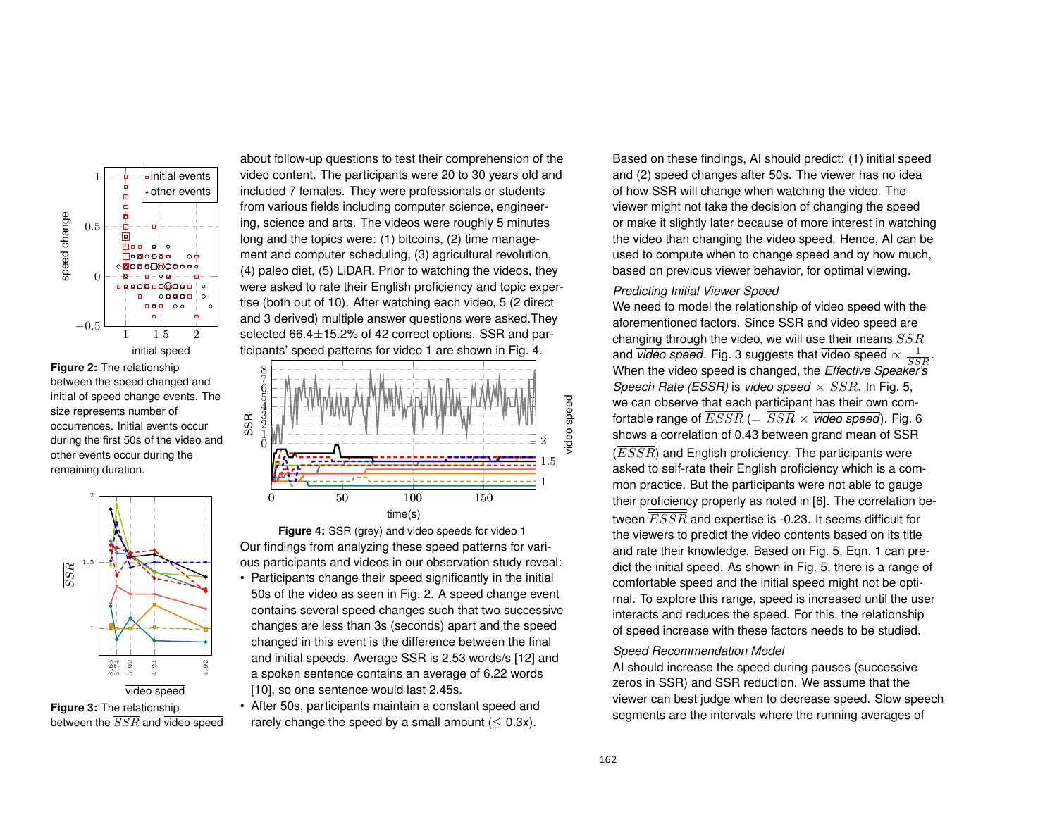**Figure 2:** The relationship between the speed changed and initial of speed change events. The size represents number of occurrences. Initial events occur during the first 50s of the video and other events occur during the remaining duration.

**Figure 3:** The relationship between the $\overline{SSR}$ and $\overline{\text{video speed}}$

about follow-up questions to test their comprehension of the video content. The participants were 20 to 30 years old and included 7 females. They were professionals or students from various fields including computer science, engineering, science and arts. The videos were roughly 5 minutes long and the topics were: (1) bitcoins, (2) time management and computer scheduling, (3) agricultural revolution, (4) paleo diet, (5) LiDAR. Prior to watching the videos, they were asked to rate their English proficiency and topic expertise (both out of 10). After watching each video, 5 (2 direct and 3 derived) multiple answer questions were asked. They selected 66.4$\pm$15.2% of 42 correct options. SSR and participants' speed patterns for video 1 are shown in Fig. 4.

**Figure 4:** SSR (grey) and video speeds for video 1

Our findings from analyzing these speed patterns for various participants and videos in our observation study reveal:

- Participants change their speed significantly in the initial 50s of the video as seen in Fig. 2. A speed change event contains several speed changes such that two successive changes are less than 3s (seconds) apart and the speed changed in this event is the difference between the final and initial speeds. Average SSR is 2.53 words/s [12] and a spoken sentence contains an average of 6.22 words [10], so one sentence would last 2.45s.
- After 50s, participants maintain a constant speed and rarely change the speed by a small amount ($\leq$ 0.3x).

Based on these findings, AI should predict: (1) initial speed and (2) speed changes after 50s. The viewer has no idea of how SSR will change when watching the video. The viewer might not take the decision of changing the speed or make it slightly later because of more interest in watching the video than changing the video speed. Hence, AI can be used to compute when to change speed and by how much, based on previous viewer behavior, for optimal viewing.

### *Predicting Initial Viewer Speed*

We need to model the relationship of video speed with the aforementioned factors. Since SSR and video speed are changing through the video, we will use their means $\overline{SSR}$ and $\overline{\textit{video speed}}$. Fig. 3 suggests that $\overline{\text{video speed}} \propto \frac{1}{\overline{SSR}}$. When the video speed is changed, the *Effective Speaker's Speech Rate (ESSR)* is *video speed* $\times$ $SSR$. In Fig. 5, we can observe that each participant has their own comfortable range of $\overline{ESSR}$ ($= \overline{SSR} \times \overline{\textit{video speed}}$). Fig. 6 shows a correlation of 0.43 between grand mean of SSR ($\overline{\overline{ESSR}}$) and English proficiency. The participants were asked to self-rate their English proficiency which is a common practice. But the participants were not able to gauge their proficiency properly as noted in [6]. The correlation between $\overline{\overline{ESSR}}$ and expertise is -0.23. It seems difficult for the viewers to predict the video contents based on its title and rate their knowledge. Based on Fig. 5, Eqn. 1 can predict the initial speed. As shown in Fig. 5, there is a range of comfortable speed and the initial speed might not be optimal. To explore this range, speed is increased until the user interacts and reduces the speed. For this, the relationship of speed increase with these factors needs to be studied.

### *Speed Recommendation Model*

AI should increase the speed during pauses (successive zeros in SSR) and SSR reduction. We assume that the viewer can best judge when to decrease speed. Slow speech segments are the intervals where the running averages of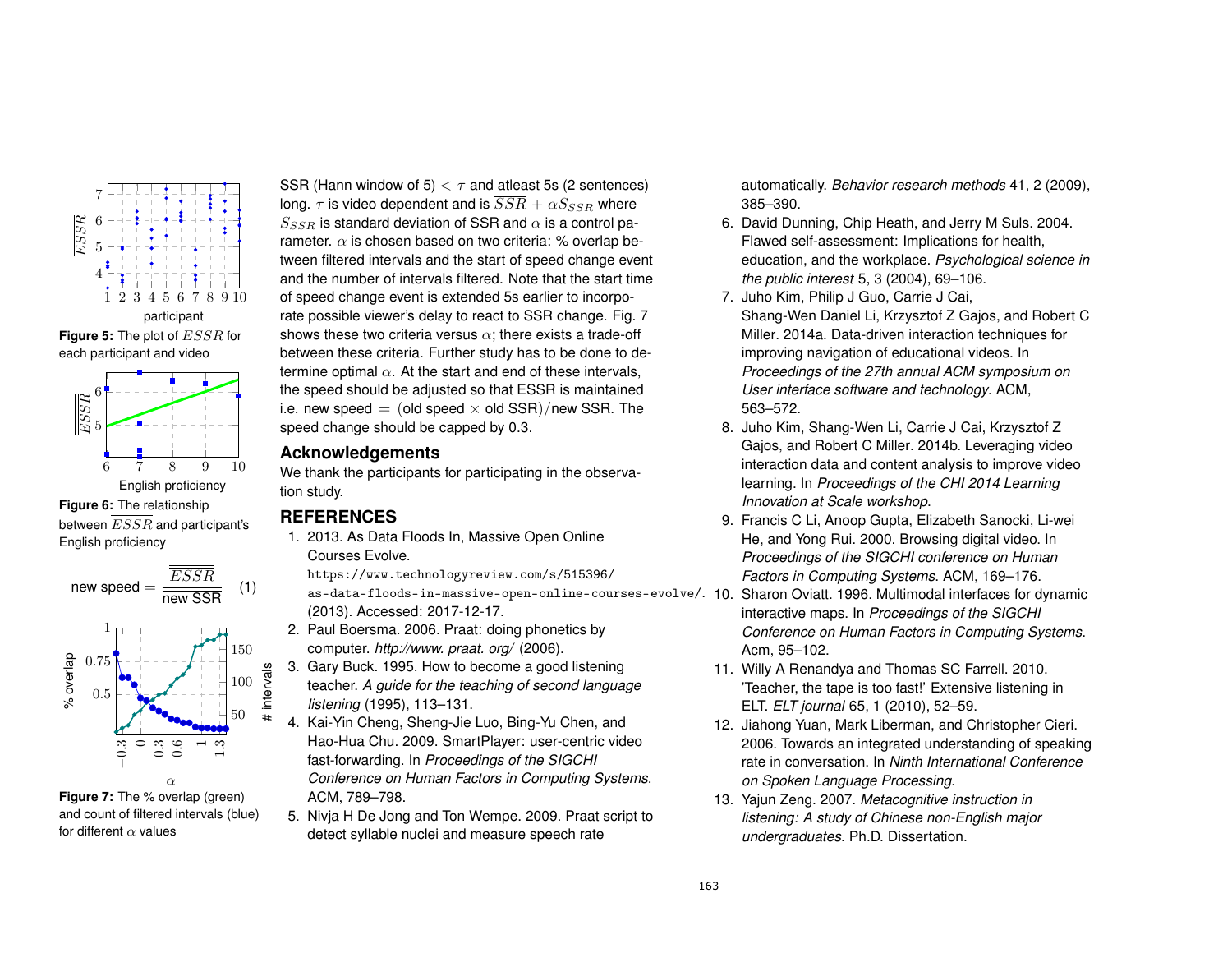7
6
5
4
$\overline{ESSR}$
1 2 3 4 5 6 7 8 9 10
participant

**Figure 5:** The plot of $\overline{ESSR}$ for each participant and video

6
5
$\overline{\overline{ESSR}}$
6 7 8 9 10
English proficiency

**Figure 6:** The relationship between $\overline{\overline{ESSR}}$ and participant's English proficiency

$$\text{new speed} = \frac{\overline{\overline{ESSR}}}{\text{new SSR}} \quad (1)$$

1
0.75
0.5
% overlap
150
100
50
# intervals
−0.3 0 0.3 0.6 1 1.3
$\alpha$

**Figure 7:** The % overlap (green) and count of filtered intervals (blue) for different $\alpha$ values

SSR (Hann window of 5) $< \tau$ and atleast 5s (2 sentences) long. $\tau$ is video dependent and is $\overline{SSR} + \alpha S_{SSR}$ where $S_{SSR}$ is standard deviation of SSR and $\alpha$ is a control parameter. $\alpha$ is chosen based on two criteria: % overlap between filtered intervals and the start of speed change event and the number of intervals filtered. Note that the start time of speed change event is extended 5s earlier to incorporate possible viewer's delay to react to SSR change. Fig. 7 shows these two criteria versus $\alpha$; there exists a trade-off between these criteria. Further study has to be done to determine optimal $\alpha$. At the start and end of these intervals, the speed should be adjusted so that ESSR is maintained i.e. new speed $=$ (old speed $\times$ old SSR)/new SSR. The speed change should be capped by 0.3.

## Acknowledgements

We thank the participants for participating in the observation study.

## REFERENCES

1. 2013. As Data Floods In, Massive Open Online Courses Evolve. `https://www.technologyreview.com/s/515396/as-data-floods-in-massive-open-online-courses-evolve/`. (2013). Accessed: 2017-12-17.
2. Paul Boersma. 2006. Praat: doing phonetics by computer. *http://www. praat. org/* (2006).
3. Gary Buck. 1995. How to become a good listening teacher. *A guide for the teaching of second language listening* (1995), 113–131.
4. Kai-Yin Cheng, Sheng-Jie Luo, Bing-Yu Chen, and Hao-Hua Chu. 2009. SmartPlayer: user-centric video fast-forwarding. In *Proceedings of the SIGCHI Conference on Human Factors in Computing Systems*. ACM, 789–798.
5. Nivja H De Jong and Ton Wempe. 2009. Praat script to detect syllable nuclei and measure speech rate automatically. *Behavior research methods* 41, 2 (2009), 385–390.
6. David Dunning, Chip Heath, and Jerry M Suls. 2004. Flawed self-assessment: Implications for health, education, and the workplace. *Psychological science in the public interest* 5, 3 (2004), 69–106.
7. Juho Kim, Philip J Guo, Carrie J Cai, Shang-Wen Daniel Li, Krzysztof Z Gajos, and Robert C Miller. 2014a. Data-driven interaction techniques for improving navigation of educational videos. In *Proceedings of the 27th annual ACM symposium on User interface software and technology*. ACM, 563–572.
8. Juho Kim, Shang-Wen Li, Carrie J Cai, Krzysztof Z Gajos, and Robert C Miller. 2014b. Leveraging video interaction data and content analysis to improve video learning. In *Proceedings of the CHI 2014 Learning Innovation at Scale workshop*.
9. Francis C Li, Anoop Gupta, Elizabeth Sanocki, Li-wei He, and Yong Rui. 2000. Browsing digital video. In *Proceedings of the SIGCHI conference on Human Factors in Computing Systems*. ACM, 169–176.
10. Sharon Oviatt. 1996. Multimodal interfaces for dynamic interactive maps. In *Proceedings of the SIGCHI Conference on Human Factors in Computing Systems*. Acm, 95–102.
11. Willy A Renandya and Thomas SC Farrell. 2010. 'Teacher, the tape is too fast!' Extensive listening in ELT. *ELT journal* 65, 1 (2010), 52–59.
12. Jiahong Yuan, Mark Liberman, and Christopher Cieri. 2006. Towards an integrated understanding of speaking rate in conversation. In *Ninth International Conference on Spoken Language Processing*.
13. Yajun Zeng. 2007. *Metacognitive instruction in listening: A study of Chinese non-English major undergraduates*. Ph.D. Dissertation.